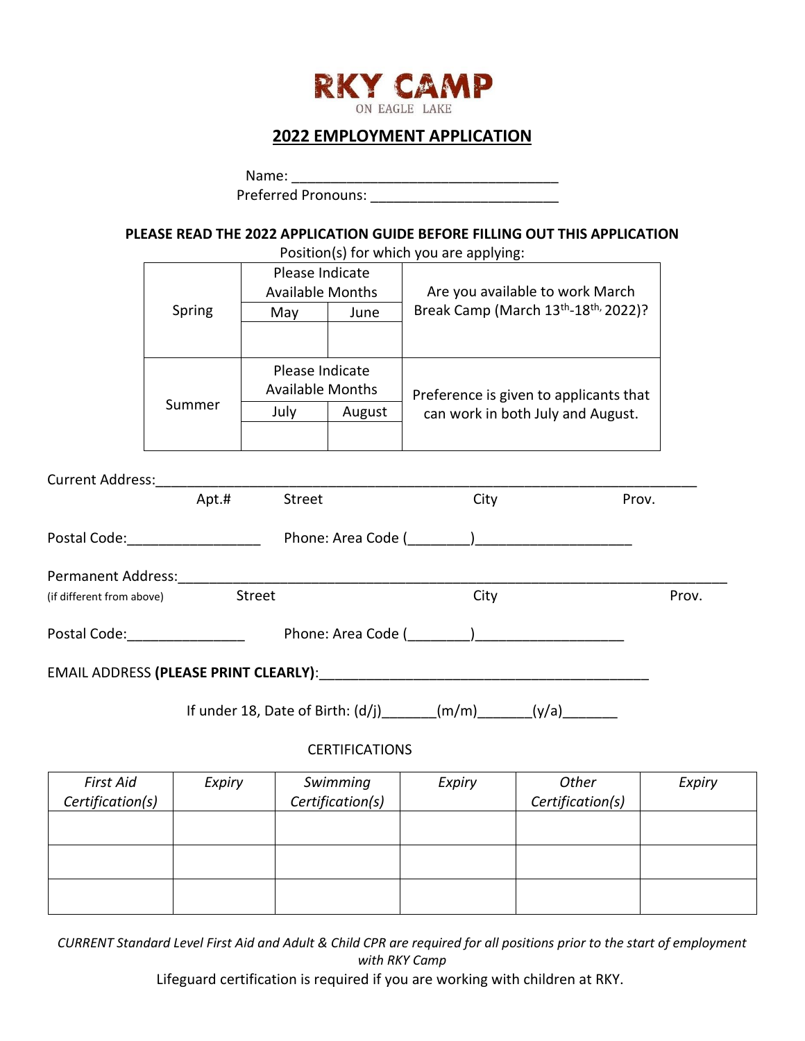# RKY CAMP

ON EAGLE LAKE

## 2022 EMPLOYMENT APPLICATION

Name: ___________________________________

Preferred Pronouns: ________________________

**PLEASE READ THE 2022 APPLICATION GUIDE BEFORE FILLING OUT THIS APPLICATION**

Position(s) for which you are applying:

| | Please Indicate Available Months | | |
|---|---|---|---|
| Spring | May | June | Are you available to work March Break Camp (March 13th-18th, 2022)? |
| | | | |
| | **Please Indicate Available Months** | | |
| Summer | July | August | Preference is given to applicants that can work in both July and August. |
| | | | |

Current Address:_______________________________________________________________________

Apt.# Street City Prov.

Postal Code:_________________ Phone: Area Code (________)____________________

Permanent Address:_______________________________________________________________________

(if different from above) Street City Prov.

Postal Code:_______________ Phone: Area Code (________)___________________

EMAIL ADDRESS **(PLEASE PRINT CLEARLY)**:____________________________________________

If under 18, Date of Birth: (d/j)_______(m/m)_______(y/a)_______

CERTIFICATIONS

| *First Aid Certification(s)* | *Expiry* | *Swimming Certification(s)* | *Expiry* | *Other Certification(s)* | *Expiry* |
|---|---|---|---|---|---|
| | | | | | |
| | | | | | |
| | | | | | |

*CURRENT Standard Level First Aid and Adult & Child CPR are required for all positions prior to the start of employment with RKY Camp*

Lifeguard certification is required if you are working with children at RKY.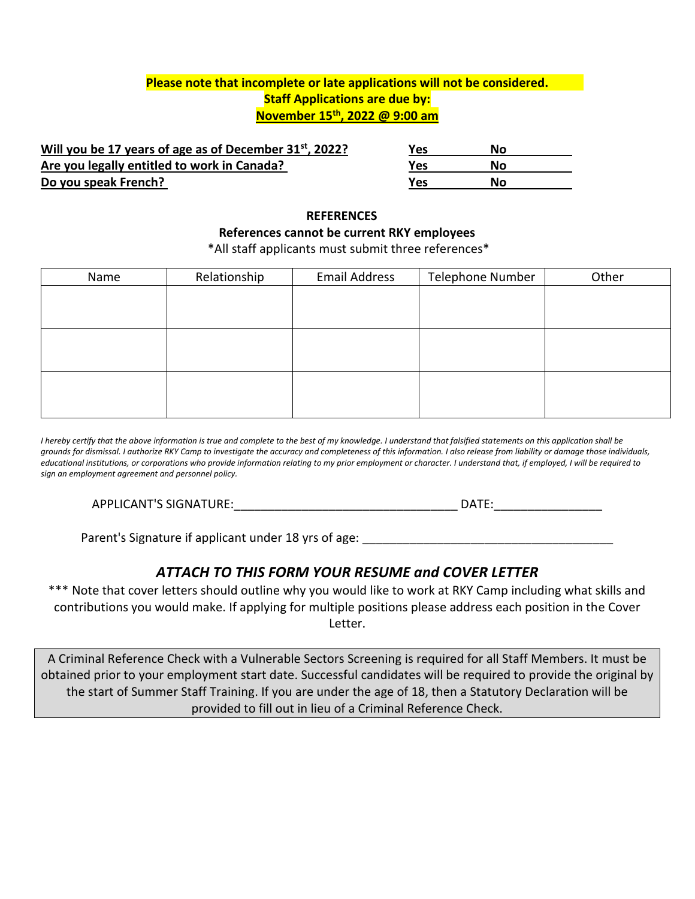**Please note that incomplete or late applications will not be considered.**
**Staff Applications are due by:**
**November 15th, 2022 @ 9:00 am**

| | | |
|---|---|---|
| **Will you be 17 years of age as of December 31st, 2022?** | **Yes** | **No** |
| **Are you legally entitled to work in Canada?** | **Yes** | **No** |
| **Do you speak French?** | **Yes** | **No** |

**REFERENCES**

**References cannot be current RKY employees**

\*All staff applicants must submit three references\*

| Name | Relationship | Email Address | Telephone Number | Other |
|---|---|---|---|---|
| | | | | |
| | | | | |
| | | | | |

*I hereby certify that the above information is true and complete to the best of my knowledge. I understand that falsified statements on this application shall be grounds for dismissal. I authorize RKY Camp to investigate the accuracy and completeness of this information. I also release from liability or damage those individuals, educational institutions, or corporations who provide information relating to my prior employment or character. I understand that, if employed, I will be required to sign an employment agreement and personnel policy.*

APPLICANT'S SIGNATURE:________________________________ DATE:_______________

Parent's Signature if applicant under 18 yrs of age: ___________________________________

## *ATTACH TO THIS FORM YOUR RESUME and COVER LETTER*

\*\*\* Note that cover letters should outline why you would like to work at RKY Camp including what skills and contributions you would make. If applying for multiple positions please address each position in the Cover Letter.

A Criminal Reference Check with a Vulnerable Sectors Screening is required for all Staff Members. It must be obtained prior to your employment start date. Successful candidates will be required to provide the original by the start of Summer Staff Training. If you are under the age of 18, then a Statutory Declaration will be provided to fill out in lieu of a Criminal Reference Check.